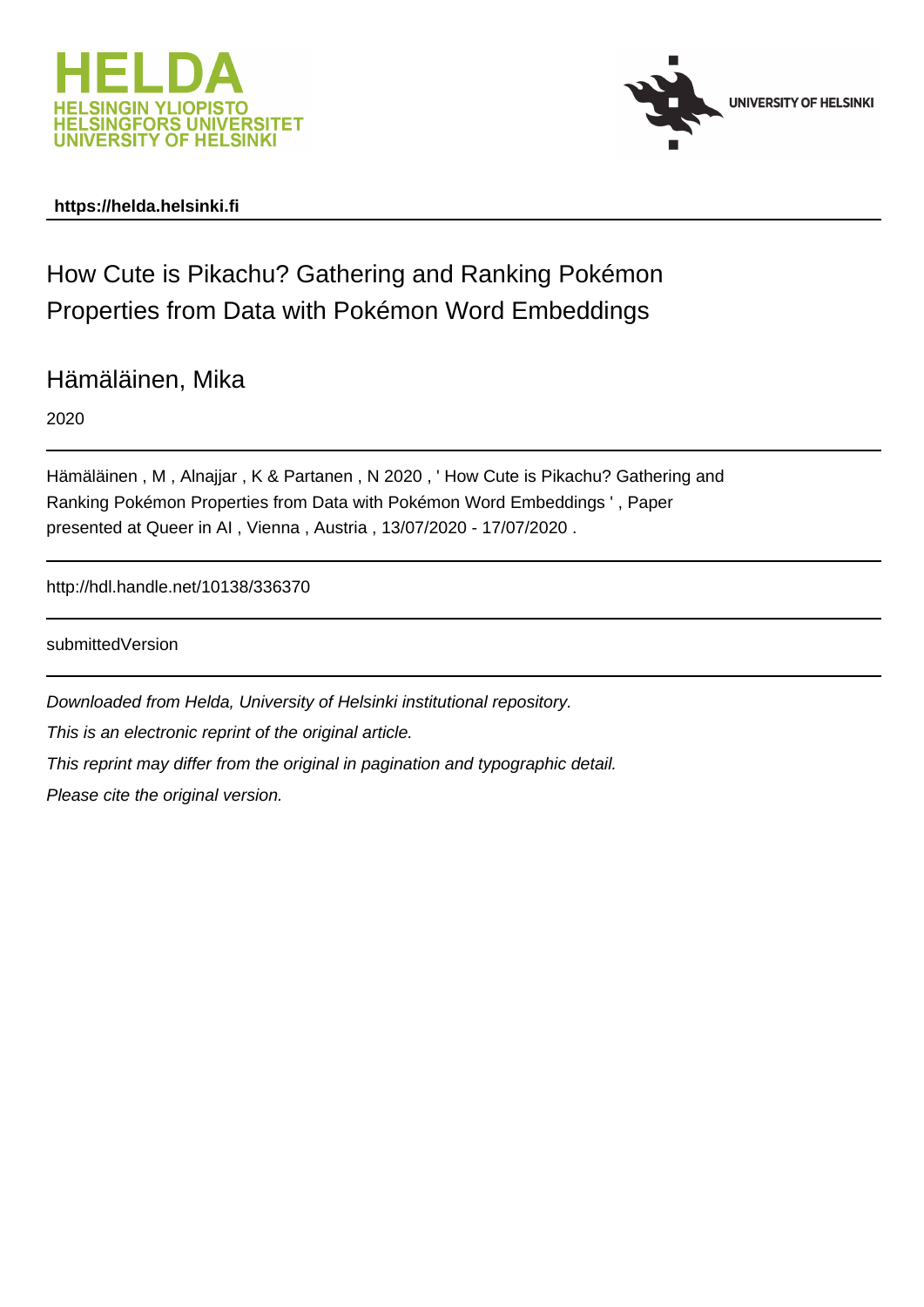HELDA
HELSINGIN YLIOPISTO
HELSINGFORS UNIVERSITET
UNIVERSITY OF HELSINKI

UNIVERSITY OF HELSINKI

**https://helda.helsinki.fi**

# How Cute is Pikachu? Gathering and Ranking Pokémon Properties from Data with Pokémon Word Embeddings

Hämäläinen, Mika

2020

Hämäläinen , M , Alnajjar , K & Partanen , N 2020 , ' How Cute is Pikachu? Gathering and Ranking Pokémon Properties from Data with Pokémon Word Embeddings ' , Paper presented at Queer in AI , Vienna , Austria , 13/07/2020 - 17/07/2020 .

http://hdl.handle.net/10138/336370

submittedVersion

*Downloaded from Helda, University of Helsinki institutional repository.*

*This is an electronic reprint of the original article.*

*This reprint may differ from the original in pagination and typographic detail.*

*Please cite the original version.*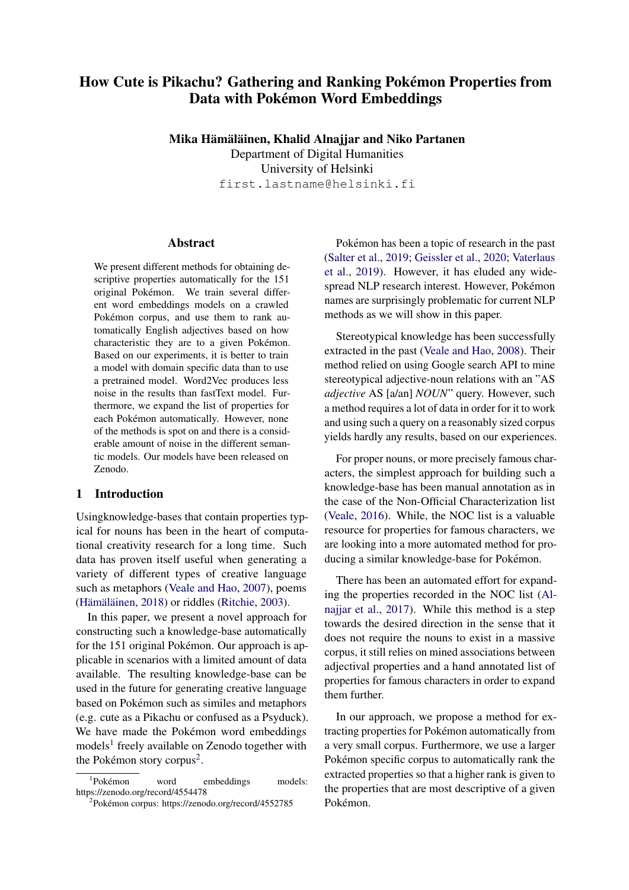# How Cute is Pikachu? Gathering and Ranking Pokémon Properties from Data with Pokémon Word Embeddings

**Mika Hämäläinen, Khalid Alnajjar and Niko Partanen**
Department of Digital Humanities
University of Helsinki
first.lastname@helsinki.fi

## Abstract

We present different methods for obtaining descriptive properties automatically for the 151 original Pokémon. We train several different word embeddings models on a crawled Pokémon corpus, and use them to rank automatically English adjectives based on how characteristic they are to a given Pokémon. Based on our experiments, it is better to train a model with domain specific data than to use a pretrained model. Word2Vec produces less noise in the results than fastText model. Furthermore, we expand the list of properties for each Pokémon automatically. However, none of the methods is spot on and there is a considerable amount of noise in the different semantic models. Our models have been released on Zenodo.

## 1 Introduction

Usingknowledge-bases that contain properties typical for nouns has been in the heart of computational creativity research for a long time. Such data has proven itself useful when generating a variety of different types of creative language such as metaphors (Veale and Hao, 2007), poems (Hämäläinen, 2018) or riddles (Ritchie, 2003).

In this paper, we present a novel approach for constructing such a knowledge-base automatically for the 151 original Pokémon. Our approach is applicable in scenarios with a limited amount of data available. The resulting knowledge-base can be used in the future for generating creative language based on Pokémon such as similes and metaphors (e.g. cute as a Pikachu or confused as a Psyduck). We have made the Pokémon word embeddings models[1] freely available on Zenodo together with the Pokémon story corpus[2].

Pokémon has been a topic of research in the past (Salter et al., 2019; Geissler et al., 2020; Vaterlaus et al., 2019). However, it has eluded any widespread NLP research interest. However, Pokémon names are surprisingly problematic for current NLP methods as we will show in this paper.

Stereotypical knowledge has been successfully extracted in the past (Veale and Hao, 2008). Their method relied on using Google search API to mine stereotypical adjective-noun relations with an "AS *adjective* AS [a/an] *NOUN*" query. However, such a method requires a lot of data in order for it to work and using such a query on a reasonably sized corpus yields hardly any results, based on our experiences.

For proper nouns, or more precisely famous characters, the simplest approach for building such a knowledge-base has been manual annotation as in the case of the Non-Official Characterization list (Veale, 2016). While, the NOC list is a valuable resource for properties for famous characters, we are looking into a more automated method for producing a similar knowledge-base for Pokémon.

There has been an automated effort for expanding the properties recorded in the NOC list (Alnajjar et al., 2017). While this method is a step towards the desired direction in the sense that it does not require the nouns to exist in a massive corpus, it still relies on mined associations between adjectival properties and a hand annotated list of properties for famous characters in order to expand them further.

In our approach, we propose a method for extracting properties for Pokémon automatically from a very small corpus. Furthermore, we use a larger Pokémon specific corpus to automatically rank the extracted properties so that a higher rank is given to the properties that are most descriptive of a given Pokémon.

[1] Pokémon word embeddings models: https://zenodo.org/record/4554478

[2] Pokémon corpus: https://zenodo.org/record/4552785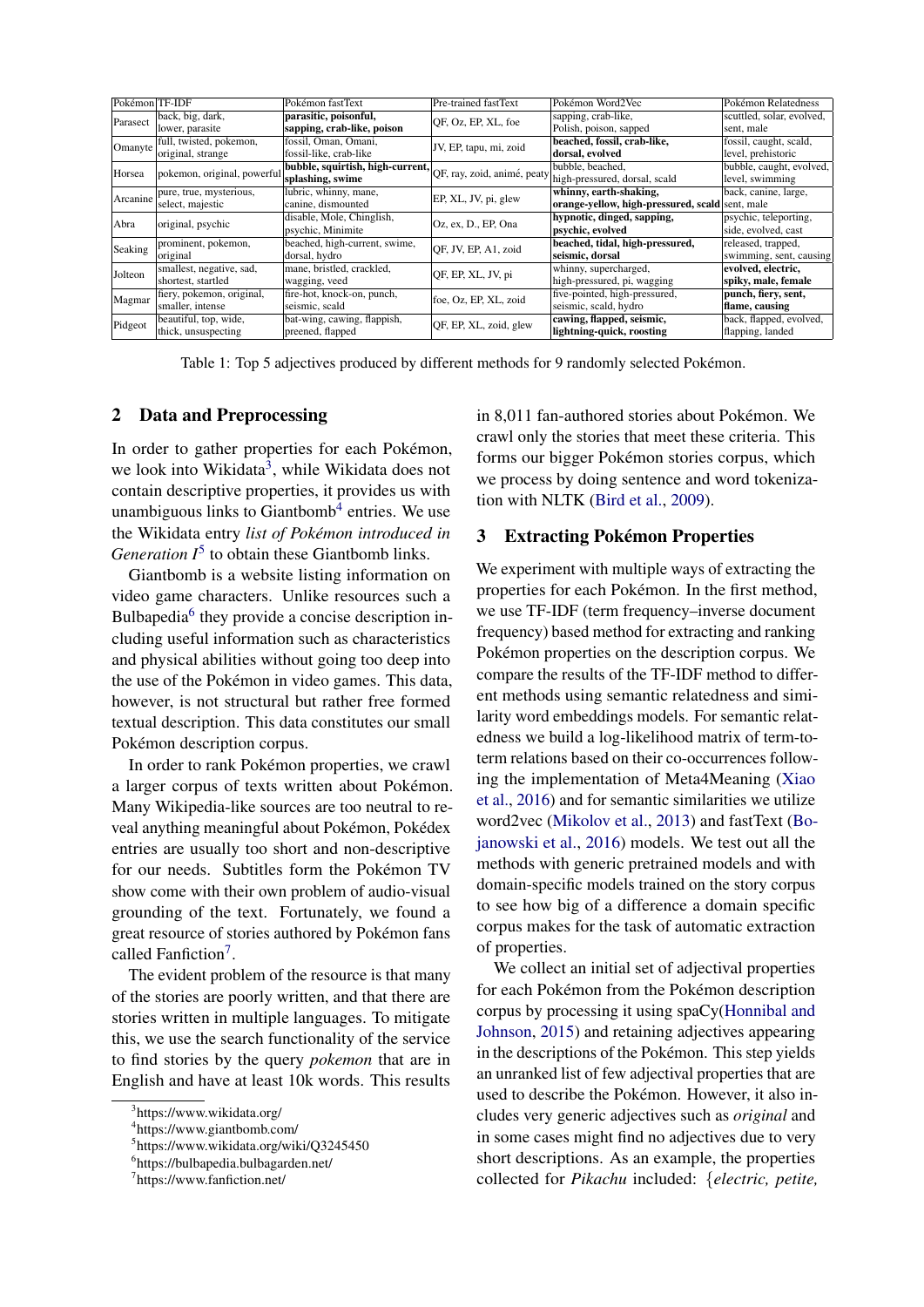| Pokémon | TF-IDF | Pokémon fastText | Pre-trained fastText | Pokémon Word2Vec | Pokémon Relatedness |
|---|---|---|---|---|---|
| Parasect | back, big, dark, lower, parasite | **parasitic, poisonful, sapping, crab-like, poison** | QF, Oz, EP, XL, foe | sapping, crab-like, Polish, poison, sapped | scuttled, solar, evolved, sent, male |
| Omanyte | full, twisted, pokemon, original, strange | fossil, Oman, Omani, fossil-like, crab-like | JV, EP, tapu, mi, zoid | **beached, fossil, crab-like, dorsal, evolved** | fossil, caught, scald, level, prehistoric |
| Horsea | pokemon, original, powerful | **bubble, squirtish, high-current, splashing, swime** | QF, ray, zoid, animé, peaty | bubble, beached, high-pressured, dorsal, scald | bubble, caught, evolved, level, swimming |
| Arcanine | pure, true, mysterious, select, majestic | lubric, whinny, mane, canine, dismounted | EP, XL, JV, pi, glew | **whinny, earth-shaking, orange-yellow, high-pressured, scald** | back, canine, large, sent, male |
| Abra | original, psychic | disable, Mole, Chinglish, psychic, Minimite | Oz, ex, D., EP, Ona | **hypnotic, dinged, sapping, psychic, evolved** | psychic, teleporting, side, evolved, cast |
| Seaking | prominent, pokemon, original | beached, high-current, swime, dorsal, hydro | QF, JV, EP, A1, zoid | **beached, tidal, high-pressured, seismic, dorsal** | released, trapped, swimming, sent, causing |
| Jolteon | smallest, negative, sad, shortest, startled | mane, bristled, crackled, wagging, veed | QF, EP, XL, JV, pi | whinny, supercharged, high-pressured, pi, wagging | **evolved, electric, spiky, male, female** |
| Magmar | fiery, pokemon, original, smaller, intense | fire-hot, knock-on, punch, seismic, scald | foe, Oz, EP, XL, zoid | five-pointed, high-pressured, seismic, scald, hydro | **punch, fiery, sent, flame, causing** |
| Pidgeot | beautiful, top, wide, thick, unsuspecting | bat-wing, cawing, flappish, preened, flapped | QF, EP, XL, zoid, glew | **cawing, flapped, seismic, lightning-quick, roosting** | back, flapped, evolved, flapping, landed |

Table 1: Top 5 adjectives produced by different methods for 9 randomly selected Pokémon.

## 2 Data and Preprocessing

In order to gather properties for each Pokémon, we look into Wikidata[3], while Wikidata does not contain descriptive properties, it provides us with unambiguous links to Giantbomb[4] entries. We use the Wikidata entry *list of Pokémon introduced in Generation I*[5] to obtain these Giantbomb links.

Giantbomb is a website listing information on video game characters. Unlike resources such a Bulbapedia[6] they provide a concise description including useful information such as characteristics and physical abilities without going too deep into the use of the Pokémon in video games. This data, however, is not structural but rather free formed textual description. This data constitutes our small Pokémon description corpus.

In order to rank Pokémon properties, we crawl a larger corpus of texts written about Pokémon. Many Wikipedia-like sources are too neutral to reveal anything meaningful about Pokémon, Pokédex entries are usually too short and non-descriptive for our needs. Subtitles form the Pokémon TV show come with their own problem of audio-visual grounding of the text. Fortunately, we found a great resource of stories authored by Pokémon fans called Fanfiction[7].

The evident problem of the resource is that many of the stories are poorly written, and that there are stories written in multiple languages. To mitigate this, we use the search functionality of the service to find stories by the query *pokemon* that are in English and have at least 10k words. This results in 8,011 fan-authored stories about Pokémon. We crawl only the stories that meet these criteria. This forms our bigger Pokémon stories corpus, which we process by doing sentence and word tokenization with NLTK (Bird et al., 2009).

## 3 Extracting Pokémon Properties

We experiment with multiple ways of extracting the properties for each Pokémon. In the first method, we use TF-IDF (term frequency–inverse document frequency) based method for extracting and ranking Pokémon properties on the description corpus. We compare the results of the TF-IDF method to different methods using semantic relatedness and similarity word embeddings models. For semantic relatedness we build a log-likelihood matrix of term-to-term relations based on their co-occurrences following the implementation of Meta4Meaning (Xiao et al., 2016) and for semantic similarities we utilize word2vec (Mikolov et al., 2013) and fastText (Bojanowski et al., 2016) models. We test out all the methods with generic pretrained models and with domain-specific models trained on the story corpus to see how big of a difference a domain specific corpus makes for the task of automatic extraction of properties.

We collect an initial set of adjectival properties for each Pokémon from the Pokémon description corpus by processing it using spaCy(Honnibal and Johnson, 2015) and retaining adjectives appearing in the descriptions of the Pokémon. This step yields an unranked list of few adjectival properties that are used to describe the Pokémon. However, it also includes very generic adjectives such as *original* and in some cases might find no adjectives due to very short descriptions. As an example, the properties collected for *Pikachu* included: {*electric, petite,*

[3] https://www.wikidata.org/
[4] https://www.giantbomb.com/
[5] https://www.wikidata.org/wiki/Q3245450
[6] https://bulbapedia.bulbagarden.net/
[7] https://www.fanfiction.net/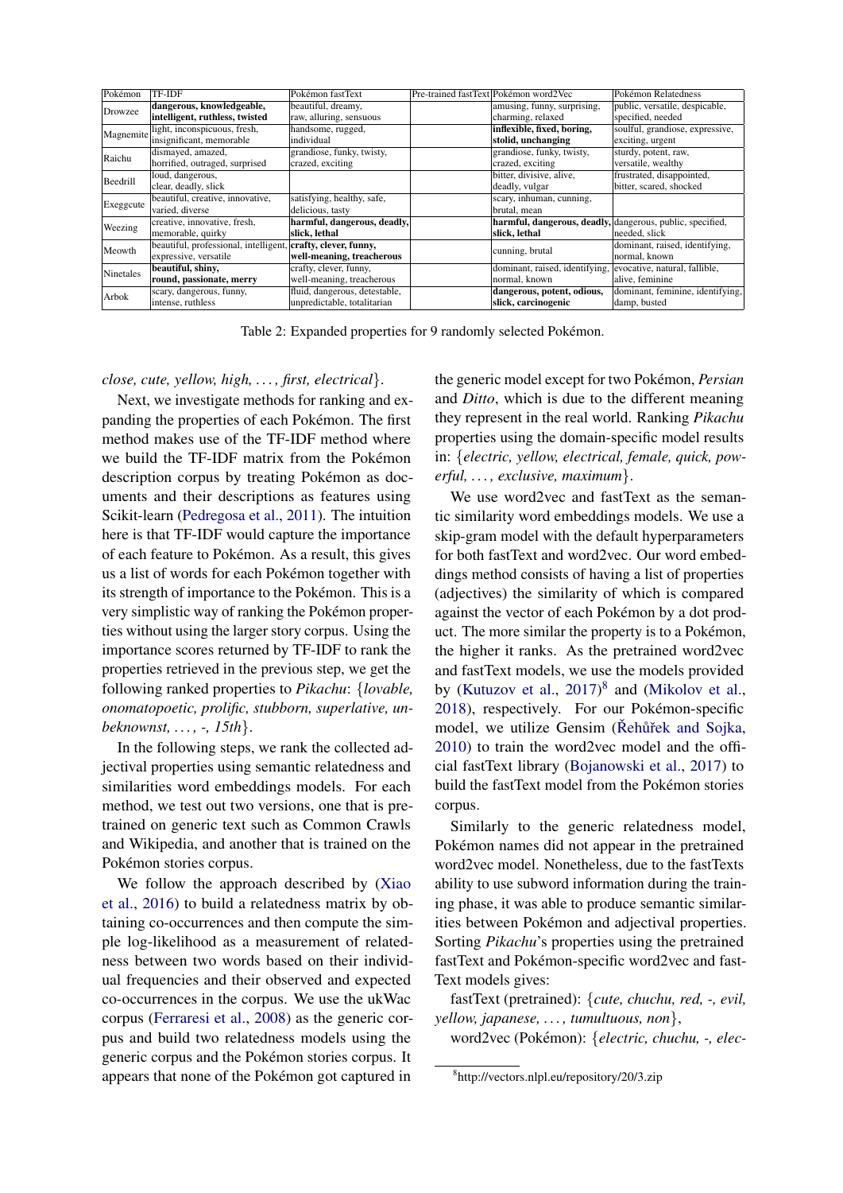| Pokémon | TF-IDF | Pokémon fastText | Pre-trained fastText | Pokémon word2Vec | Pokémon Relatedness |
| --- | --- | --- | --- | --- | --- |
| Drowzee | **dangerous, knowledgeable, intelligent, ruthless, twisted** | beautiful, dreamy, raw, alluring, sensuous | | amusing, funny, surprising, charming, relaxed | public, versatile, despicable, specified, needed |
| Magnemite | light, inconspicuous, fresh, insignificant, memorable | handsome, rugged, individual | | **inflexible, fixed, boring, stolid, unchanging** | soulful, grandiose, expressive, exciting, urgent |
| Raichu | dismayed, amazed, horrified, outraged, surprised | grandiose, funky, twisty, crazed, exciting | | grandiose, funky, twisty, crazed, exciting | sturdy, potent, raw, versatile, wealthy |
| Beedrill | loud, dangerous, clear, deadly, slick | | | bitter, divisive, alive, deadly, vulgar | frustrated, disappointed, bitter, scared, shocked |
| Exeggcute | beautiful, creative, innovative, varied, diverse | satisfying, healthy, safe, delicious, tasty | | scary, inhuman, cunning, brutal, mean | |
| Weezing | creative, innovative, fresh, memorable, quirky | **harmful, dangerous, deadly, slick, lethal** | | **harmful, dangerous, deadly, slick, lethal** | dangerous, public, specified, needed, slick |
| Meowth | beautiful, professional, intelligent, expressive, versatile | **crafty, clever, funny, well-meaning, treacherous** | | cunning, brutal | dominant, raised, identifying, normal, known |
| Ninetales | **beautiful, shiny, round, passionate, merry** | crafty, clever, funny, well-meaning, treacherous | | dominant, raised, identifying, normal, known | evocative, natural, fallible, alive, feminine |
| Arbok | scary, dangerous, funny, intense, ruthless | fluid, dangerous, detestable, unpredictable, totalitarian | | **dangerous, potent, odious, slick, carcinogenic** | dominant, feminine, identifying, damp, busted |

Table 2: Expanded properties for 9 randomly selected Pokémon.

*close, cute, yellow, high, ..., first, electrical*}.

Next, we investigate methods for ranking and expanding the properties of each Pokémon. The first method makes use of the TF-IDF method where we build the TF-IDF matrix from the Pokémon description corpus by treating Pokémon as documents and their descriptions as features using Scikit-learn (Pedregosa et al., 2011). The intuition here is that TF-IDF would capture the importance of each feature to Pokémon. As a result, this gives us a list of words for each Pokémon together with its strength of importance to the Pokémon. This is a very simplistic way of ranking the Pokémon properties without using the larger story corpus. Using the importance scores returned by TF-IDF to rank the properties retrieved in the previous step, we get the following ranked properties to *Pikachu*: {*lovable, onomatopoetic, prolific, stubborn, superlative, unbeknownst, ..., -, 15th*}.

In the following steps, we rank the collected adjectival properties using semantic relatedness and similarities word embeddings models. For each method, we test out two versions, one that is pretrained on generic text such as Common Crawls and Wikipedia, and another that is trained on the Pokémon stories corpus.

We follow the approach described by (Xiao et al., 2016) to build a relatedness matrix by obtaining co-occurrences and then compute the simple log-likelihood as a measurement of relatedness between two words based on their individual frequencies and their observed and expected co-occurrences in the corpus. We use the ukWac corpus (Ferraresi et al., 2008) as the generic corpus and build two relatedness models using the generic corpus and the Pokémon stories corpus. It appears that none of the Pokémon got captured in the generic model except for two Pokémon, *Persian* and *Ditto*, which is due to the different meaning they represent in the real world. Ranking *Pikachu* properties using the domain-specific model results in: {*electric, yellow, electrical, female, quick, powerful, ..., exclusive, maximum*}.

We use word2vec and fastText as the semantic similarity word embeddings models. We use a skip-gram model with the default hyperparameters for both fastText and word2vec. Our word embeddings method consists of having a list of properties (adjectives) the similarity of which is compared against the vector of each Pokémon by a dot product. The more similar the property is to a Pokémon, the higher it ranks. As the pretrained word2vec and fastText models, we use the models provided by (Kutuzov et al., 2017)[8] and (Mikolov et al., 2018), respectively. For our Pokémon-specific model, we utilize Gensim (Řehůřek and Sojka, 2010) to train the word2vec model and the official fastText library (Bojanowski et al., 2017) to build the fastText model from the Pokémon stories corpus.

Similarly to the generic relatedness model, Pokémon names did not appear in the pretrained word2vec model. Nonetheless, due to the fastTexts ability to use subword information during the training phase, it was able to produce semantic similarities between Pokémon and adjectival properties. Sorting *Pikachu*'s properties using the pretrained fastText and Pokémon-specific word2vec and fastText models gives:

fastText (pretrained): {*cute, chuchu, red, -, evil, yellow, japanese, ..., tumultuous, non*},

word2vec (Pokémon): {*electric, chuchu, -, elec-*

[8] http://vectors.nlpl.eu/repository/20/3.zip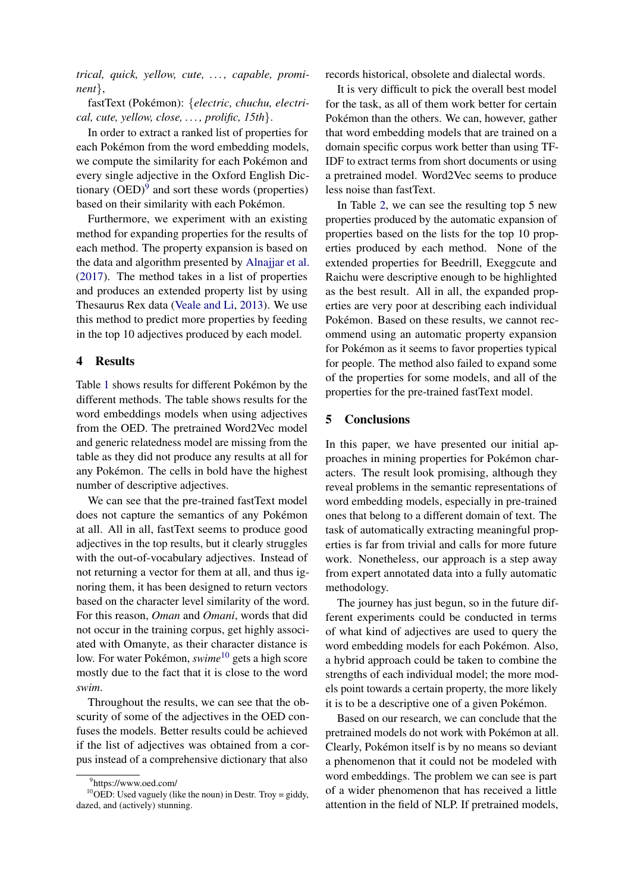*trical, quick, yellow, cute, …, capable, prominent*},

fastText (Pokémon): {*electric, chuchu, electrical, cute, yellow, close, …, prolific, 15th*}.

In order to extract a ranked list of properties for each Pokémon from the word embedding models, we compute the similarity for each Pokémon and every single adjective in the Oxford English Dictionary (OED)[9] and sort these words (properties) based on their similarity with each Pokémon.

Furthermore, we experiment with an existing method for expanding properties for the results of each method. The property expansion is based on the data and algorithm presented by Alnajjar et al. (2017). The method takes in a list of properties and produces an extended property list by using Thesaurus Rex data (Veale and Li, 2013). We use this method to predict more properties by feeding in the top 10 adjectives produced by each model.

## 4 Results

Table 1 shows results for different Pokémon by the different methods. The table shows results for the word embeddings models when using adjectives from the OED. The pretrained Word2Vec model and generic relatedness model are missing from the table as they did not produce any results at all for any Pokémon. The cells in bold have the highest number of descriptive adjectives.

We can see that the pre-trained fastText model does not capture the semantics of any Pokémon at all. All in all, fastText seems to produce good adjectives in the top results, but it clearly struggles with the out-of-vocabulary adjectives. Instead of not returning a vector for them at all, and thus ignoring them, it has been designed to return vectors based on the character level similarity of the word. For this reason, *Oman* and *Omani*, words that did not occur in the training corpus, get highly associated with Omanyte, as their character distance is low. For water Pokémon, *swime*[10] gets a high score mostly due to the fact that it is close to the word *swim*.

Throughout the results, we can see that the obscurity of some of the adjectives in the OED confuses the models. Better results could be achieved if the list of adjectives was obtained from a corpus instead of a comprehensive dictionary that also records historical, obsolete and dialectal words.

It is very difficult to pick the overall best model for the task, as all of them work better for certain Pokémon than the others. We can, however, gather that word embedding models that are trained on a domain specific corpus work better than using TF-IDF to extract terms from short documents or using a pretrained model. Word2Vec seems to produce less noise than fastText.

In Table 2, we can see the resulting top 5 new properties produced by the automatic expansion of properties based on the lists for the top 10 properties produced by each method. None of the extended properties for Beedrill, Exeggcute and Raichu were descriptive enough to be highlighted as the best result. All in all, the expanded properties are very poor at describing each individual Pokémon. Based on these results, we cannot recommend using an automatic property expansion for Pokémon as it seems to favor properties typical for people. The method also failed to expand some of the properties for some models, and all of the properties for the pre-trained fastText model.

## 5 Conclusions

In this paper, we have presented our initial approaches in mining properties for Pokémon characters. The result look promising, although they reveal problems in the semantic representations of word embedding models, especially in pre-trained ones that belong to a different domain of text. The task of automatically extracting meaningful properties is far from trivial and calls for more future work. Nonetheless, our approach is a step away from expert annotated data into a fully automatic methodology.

The journey has just begun, so in the future different experiments could be conducted in terms of what kind of adjectives are used to query the word embedding models for each Pokémon. Also, a hybrid approach could be taken to combine the strengths of each individual model; the more models point towards a certain property, the more likely it is to be a descriptive one of a given Pokémon.

Based on our research, we can conclude that the pretrained models do not work with Pokémon at all. Clearly, Pokémon itself is by no means so deviant a phenomenon that it could not be modeled with word embeddings. The problem we can see is part of a wider phenomenon that has received a little attention in the field of NLP. If pretrained models,

[9] https://www.oed.com/

[10] OED: Used vaguely (like the noun) in Destr. Troy = giddy, dazed, and (actively) stunning.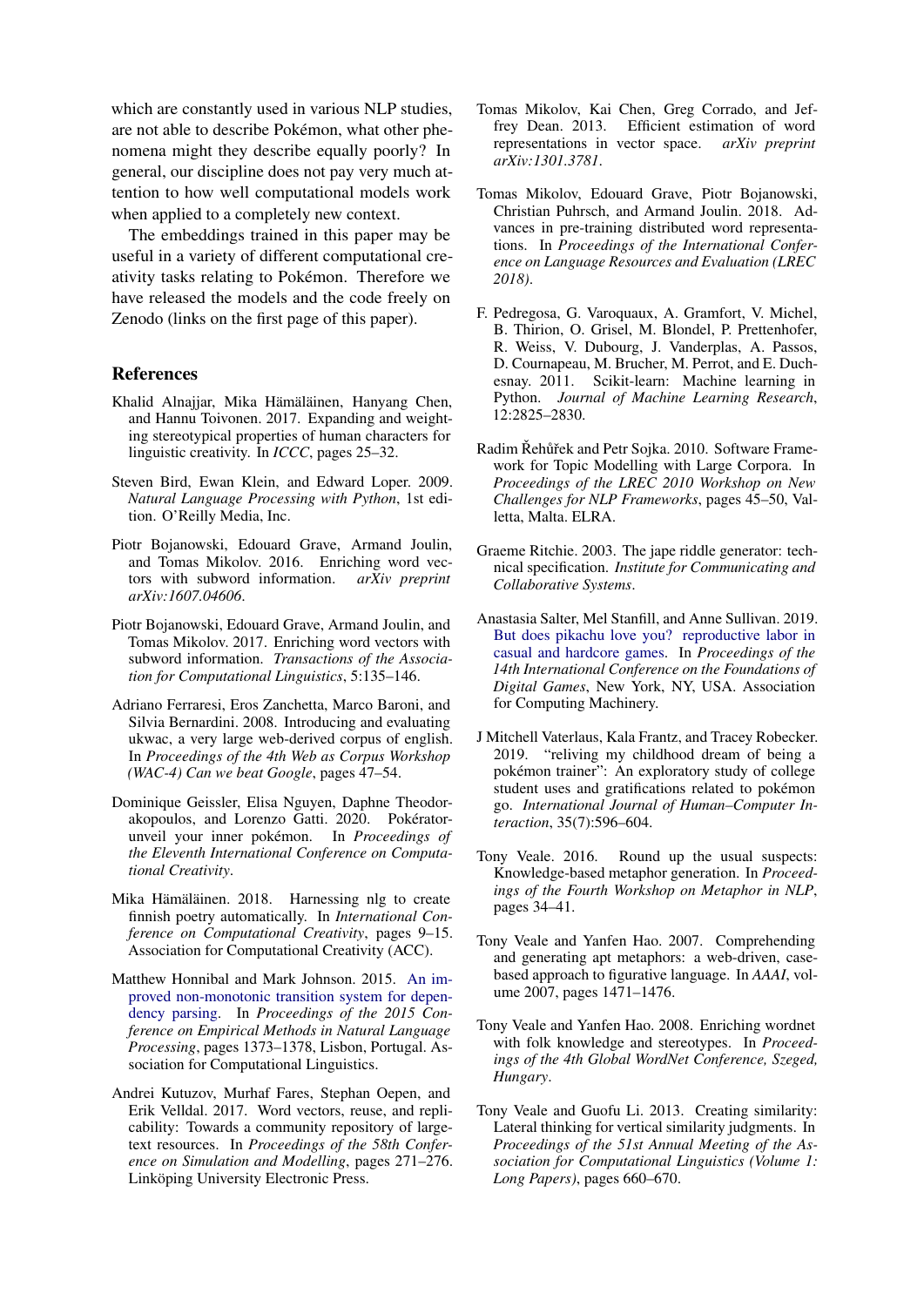which are constantly used in various NLP studies, are not able to describe Pokémon, what other phenomena might they describe equally poorly? In general, our discipline does not pay very much attention to how well computational models work when applied to a completely new context.

The embeddings trained in this paper may be useful in a variety of different computational creativity tasks relating to Pokémon. Therefore we have released the models and the code freely on Zenodo (links on the first page of this paper).

## References

Khalid Alnajjar, Mika Hämäläinen, Hanyang Chen, and Hannu Toivonen. 2017. Expanding and weighting stereotypical properties of human characters for linguistic creativity. In *ICCC*, pages 25–32.

Steven Bird, Ewan Klein, and Edward Loper. 2009. *Natural Language Processing with Python*, 1st edition. O'Reilly Media, Inc.

Piotr Bojanowski, Edouard Grave, Armand Joulin, and Tomas Mikolov. 2016. Enriching word vectors with subword information. *arXiv preprint arXiv:1607.04606*.

Piotr Bojanowski, Edouard Grave, Armand Joulin, and Tomas Mikolov. 2017. Enriching word vectors with subword information. *Transactions of the Association for Computational Linguistics*, 5:135–146.

Adriano Ferraresi, Eros Zanchetta, Marco Baroni, and Silvia Bernardini. 2008. Introducing and evaluating ukwac, a very large web-derived corpus of english. In *Proceedings of the 4th Web as Corpus Workshop (WAC-4) Can we beat Google*, pages 47–54.

Dominique Geissler, Elisa Nguyen, Daphne Theodorakopoulos, and Lorenzo Gatti. 2020. Pokérator-unveil your inner pokémon. In *Proceedings of the Eleventh International Conference on Computational Creativity*.

Mika Hämäläinen. 2018. Harnessing nlg to create finnish poetry automatically. In *International Conference on Computational Creativity*, pages 9–15. Association for Computational Creativity (ACC).

Matthew Honnibal and Mark Johnson. 2015. An improved non-monotonic transition system for dependency parsing. In *Proceedings of the 2015 Conference on Empirical Methods in Natural Language Processing*, pages 1373–1378, Lisbon, Portugal. Association for Computational Linguistics.

Andrei Kutuzov, Murhaf Fares, Stephan Oepen, and Erik Velldal. 2017. Word vectors, reuse, and replicability: Towards a community repository of large-text resources. In *Proceedings of the 58th Conference on Simulation and Modelling*, pages 271–276. Linköping University Electronic Press.

Tomas Mikolov, Kai Chen, Greg Corrado, and Jeffrey Dean. 2013. Efficient estimation of word representations in vector space. *arXiv preprint arXiv:1301.3781*.

Tomas Mikolov, Edouard Grave, Piotr Bojanowski, Christian Puhrsch, and Armand Joulin. 2018. Advances in pre-training distributed word representations. In *Proceedings of the International Conference on Language Resources and Evaluation (LREC 2018)*.

F. Pedregosa, G. Varoquaux, A. Gramfort, V. Michel, B. Thirion, O. Grisel, M. Blondel, P. Prettenhofer, R. Weiss, V. Dubourg, J. Vanderplas, A. Passos, D. Cournapeau, M. Brucher, M. Perrot, and E. Duchesnay. 2011. Scikit-learn: Machine learning in Python. *Journal of Machine Learning Research*, 12:2825–2830.

Radim Řehůřek and Petr Sojka. 2010. Software Framework for Topic Modelling with Large Corpora. In *Proceedings of the LREC 2010 Workshop on New Challenges for NLP Frameworks*, pages 45–50, Valletta, Malta. ELRA.

Graeme Ritchie. 2003. The jape riddle generator: technical specification. *Institute for Communicating and Collaborative Systems*.

Anastasia Salter, Mel Stanfill, and Anne Sullivan. 2019. But does pikachu love you? reproductive labor in casual and hardcore games. In *Proceedings of the 14th International Conference on the Foundations of Digital Games*, New York, NY, USA. Association for Computing Machinery.

J Mitchell Vaterlaus, Kala Frantz, and Tracey Robecker. 2019. "reliving my childhood dream of being a pokémon trainer": An exploratory study of college student uses and gratifications related to pokémon go. *International Journal of Human–Computer Interaction*, 35(7):596–604.

Tony Veale. 2016. Round up the usual suspects: Knowledge-based metaphor generation. In *Proceedings of the Fourth Workshop on Metaphor in NLP*, pages 34–41.

Tony Veale and Yanfen Hao. 2007. Comprehending and generating apt metaphors: a web-driven, case-based approach to figurative language. In *AAAI*, volume 2007, pages 1471–1476.

Tony Veale and Yanfen Hao. 2008. Enriching wordnet with folk knowledge and stereotypes. In *Proceedings of the 4th Global WordNet Conference, Szeged, Hungary*.

Tony Veale and Guofu Li. 2013. Creating similarity: Lateral thinking for vertical similarity judgments. In *Proceedings of the 51st Annual Meeting of the Association for Computational Linguistics (Volume 1: Long Papers)*, pages 660–670.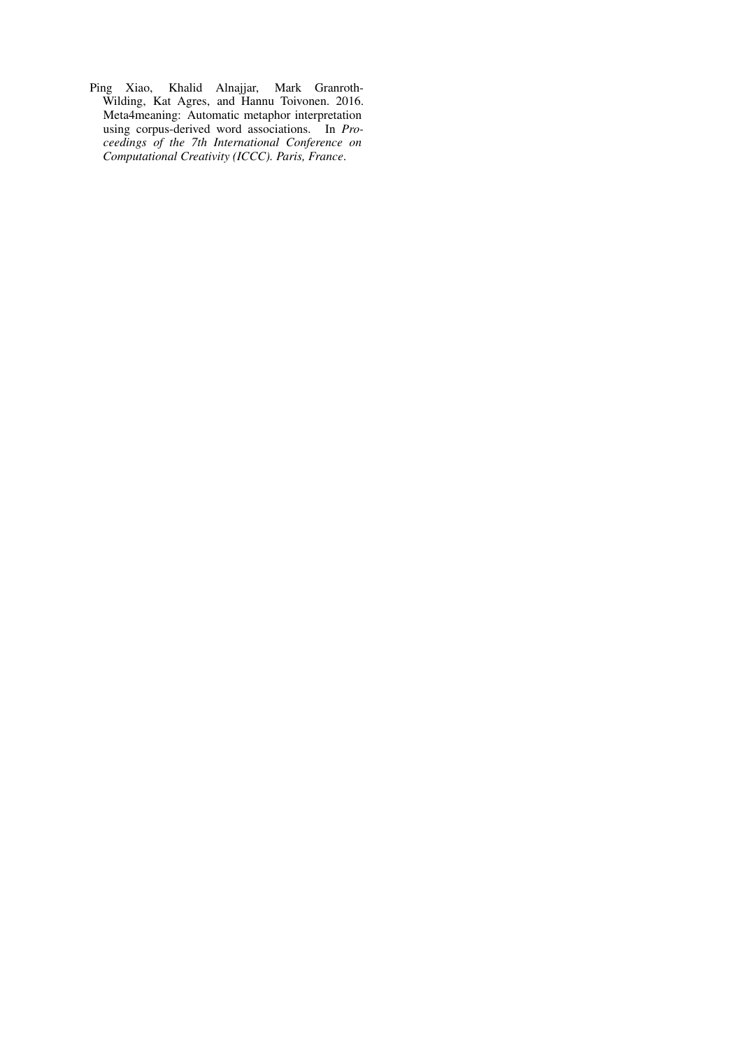Ping Xiao, Khalid Alnajjar, Mark Granroth-Wilding, Kat Agres, and Hannu Toivonen. 2016. Meta4meaning: Automatic metaphor interpretation using corpus-derived word associations. In *Proceedings of the 7th International Conference on Computational Creativity (ICCC). Paris, France*.